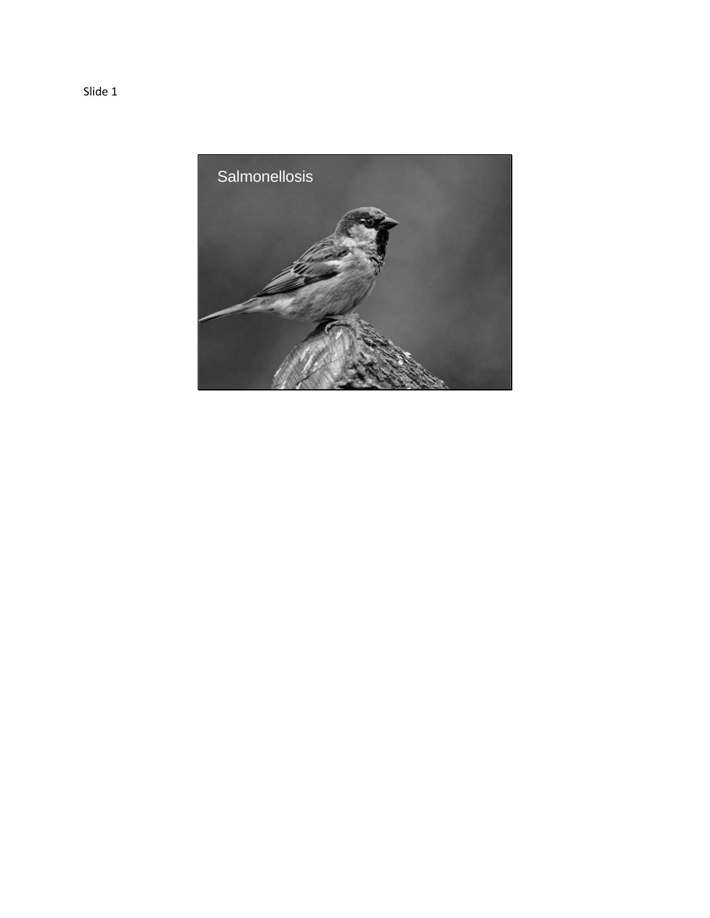Slide 1

Salmonellosis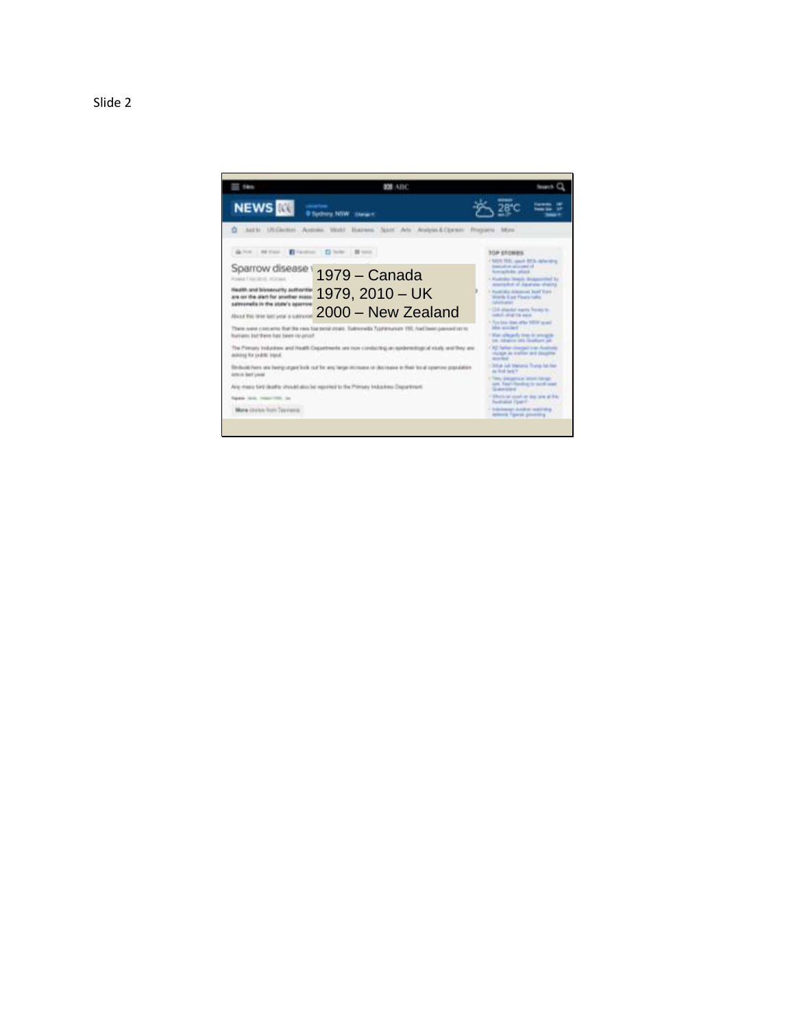Slide 2

1979 – Canada
1979, 2010 – UK
2000 – New Zealand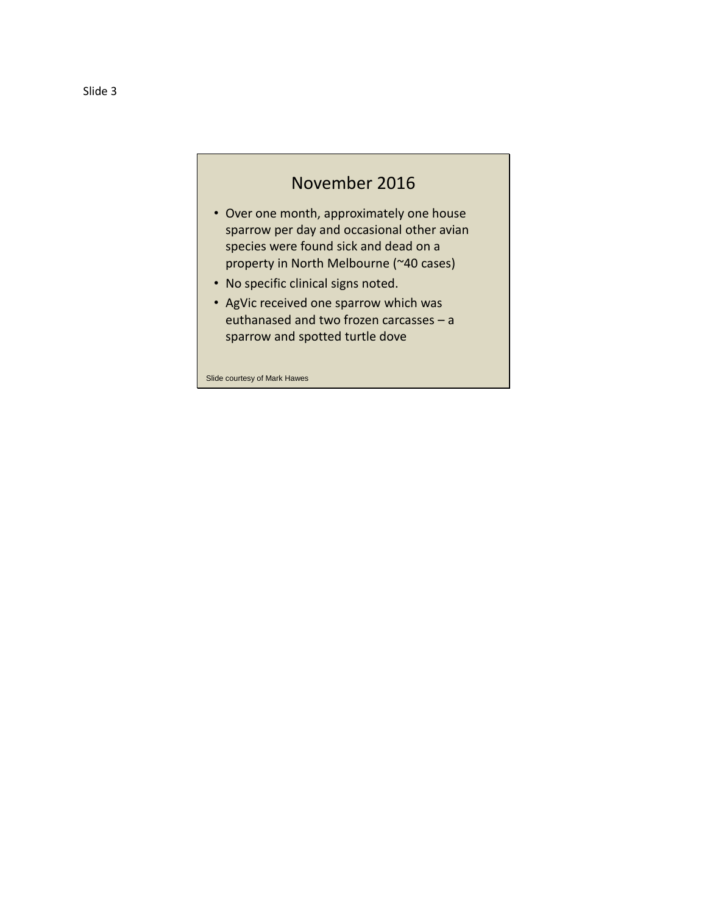Slide 3

## November 2016

- Over one month, approximately one house sparrow per day and occasional other avian species were found sick and dead on a property in North Melbourne (~40 cases)
- No specific clinical signs noted.
- AgVic received one sparrow which was euthanased and two frozen carcasses – a sparrow and spotted turtle dove

Slide courtesy of Mark Hawes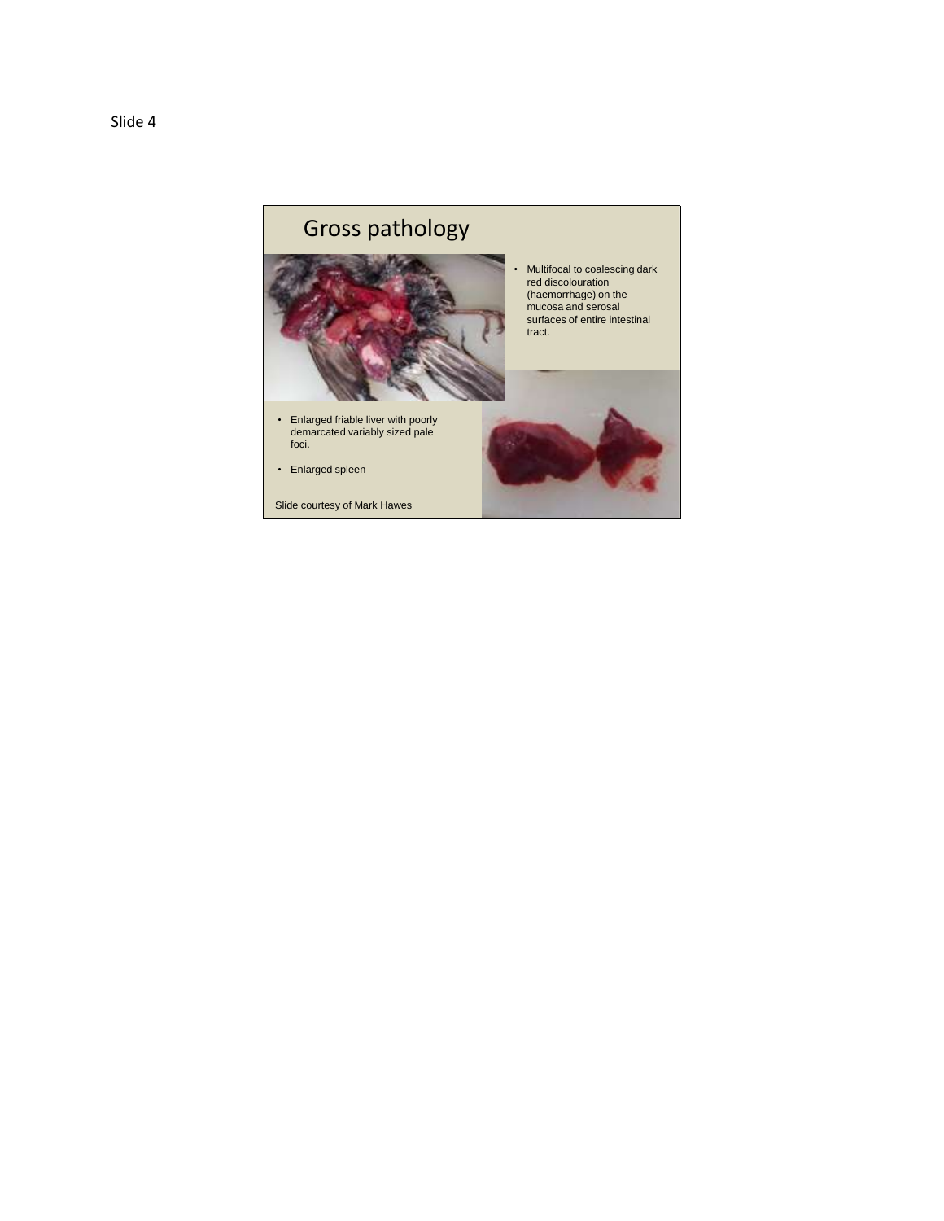Slide 4

## Gross pathology

- Multifocal to coalescing dark red discolouration (haemorrhage) on the mucosa and serosal surfaces of entire intestinal tract.

- Enlarged friable liver with poorly demarcated variably sized pale foci.
- Enlarged spleen

Slide courtesy of Mark Hawes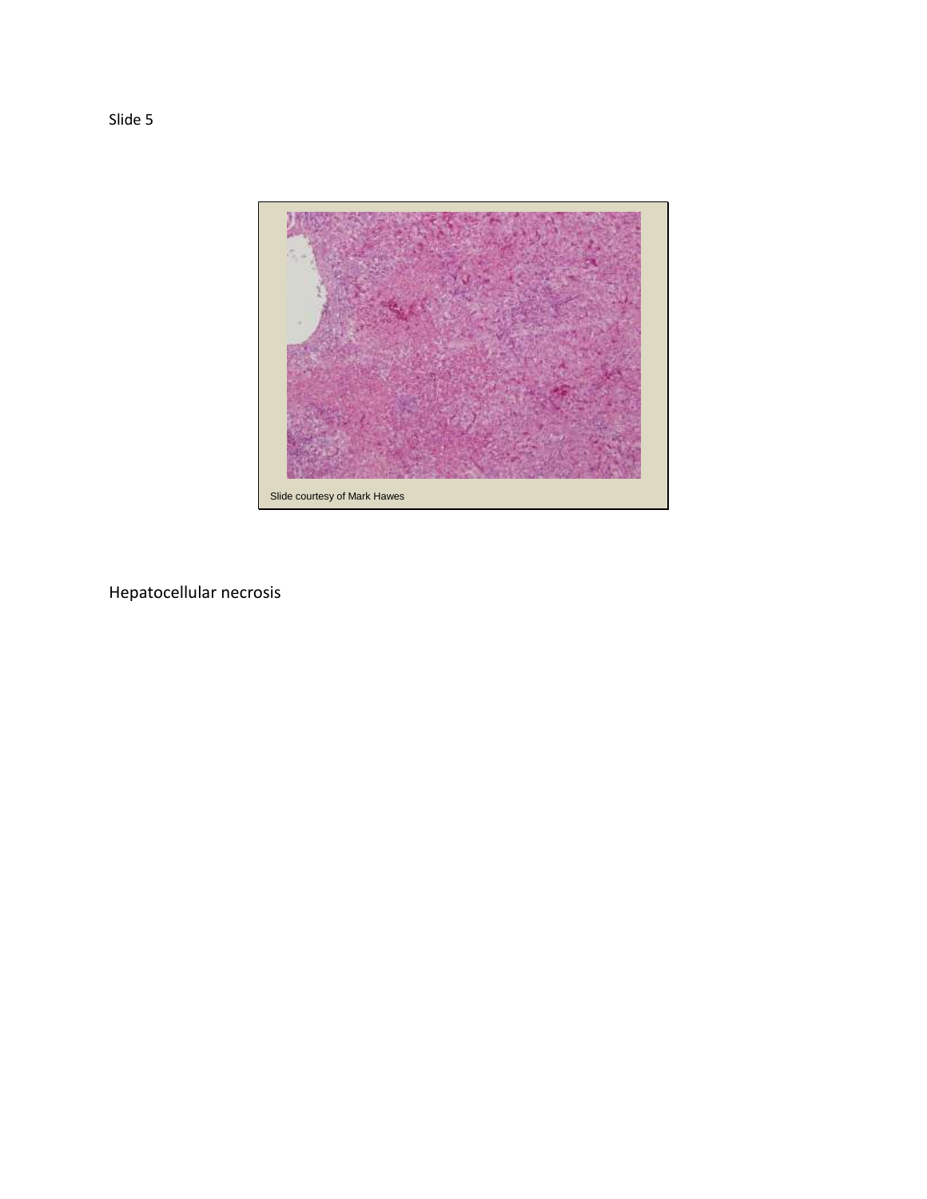Slide 5

Slide courtesy of Mark Hawes

Hepatocellular necrosis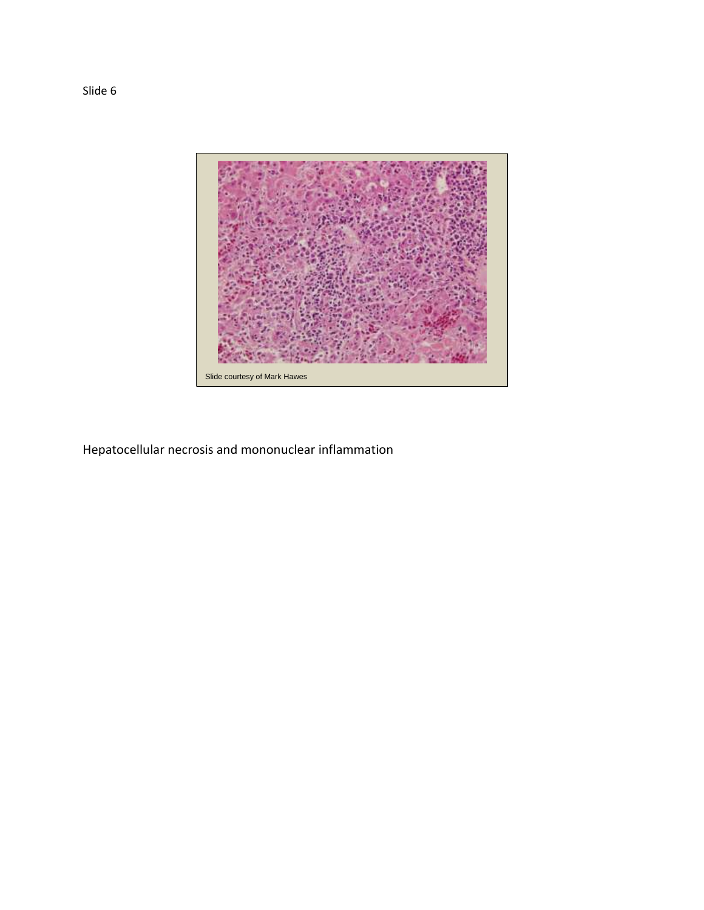Slide 6

Slide courtesy of Mark Hawes

Hepatocellular necrosis and mononuclear inflammation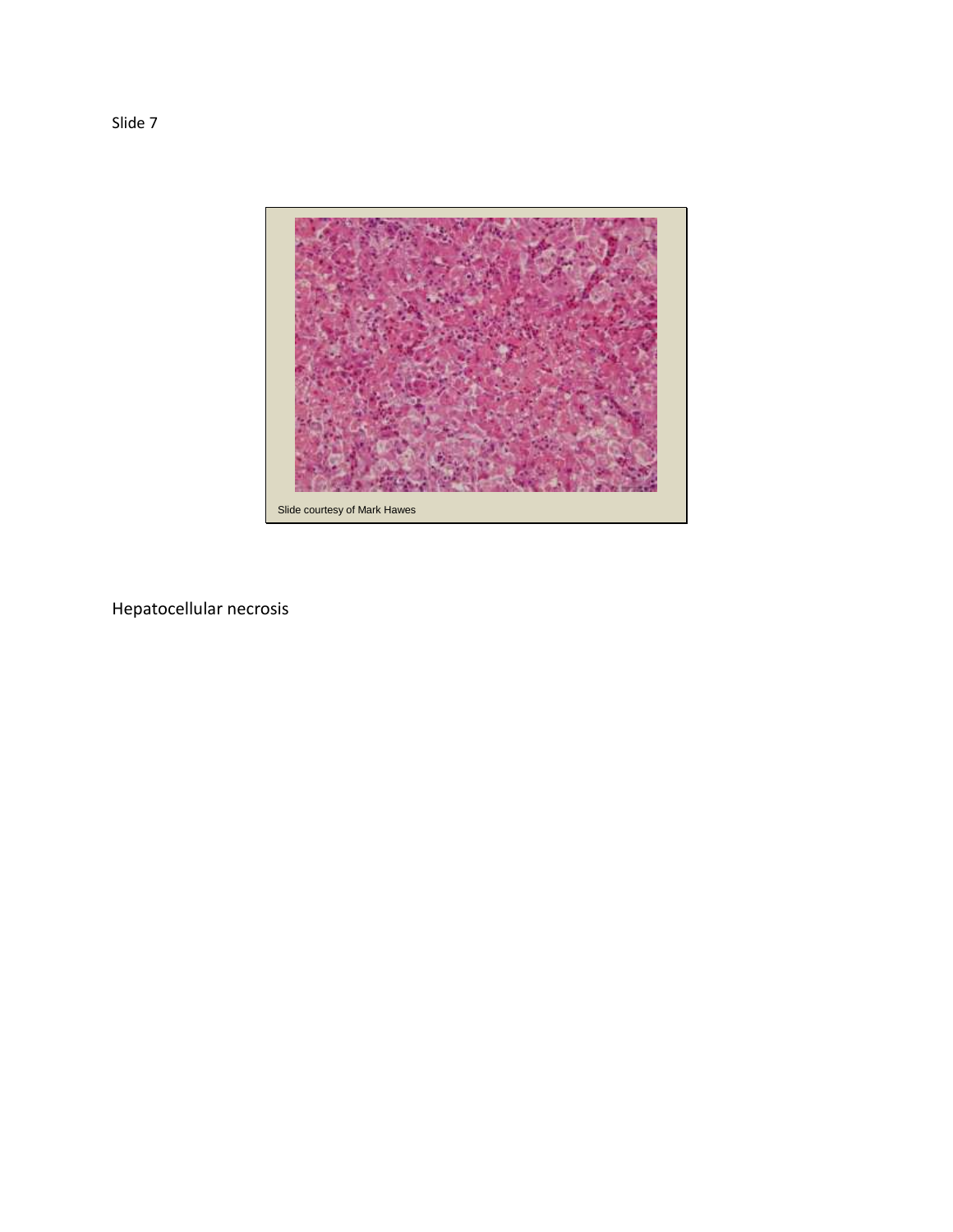Slide 7

Slide courtesy of Mark Hawes

Hepatocellular necrosis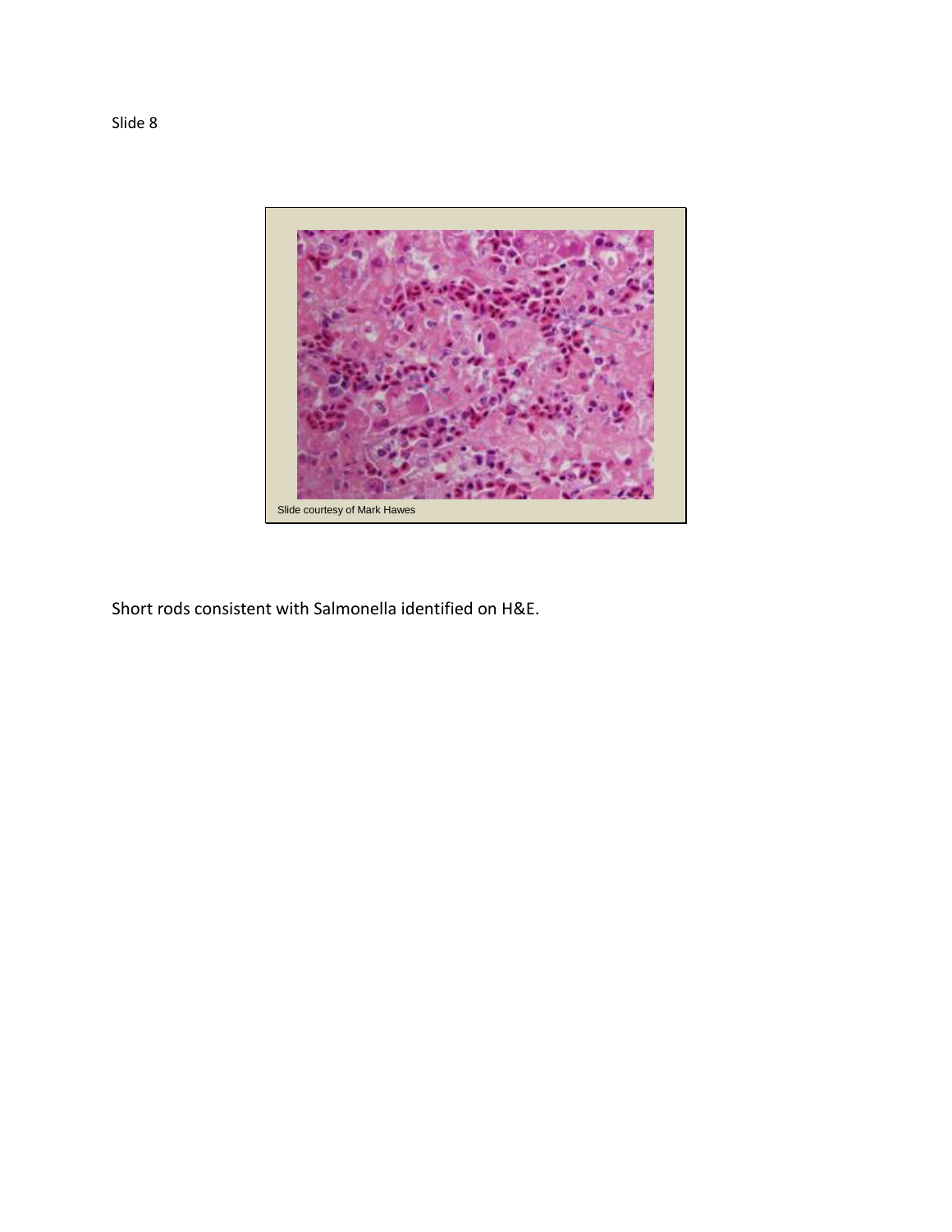Slide 8

Slide courtesy of Mark Hawes

Short rods consistent with Salmonella identified on H&E.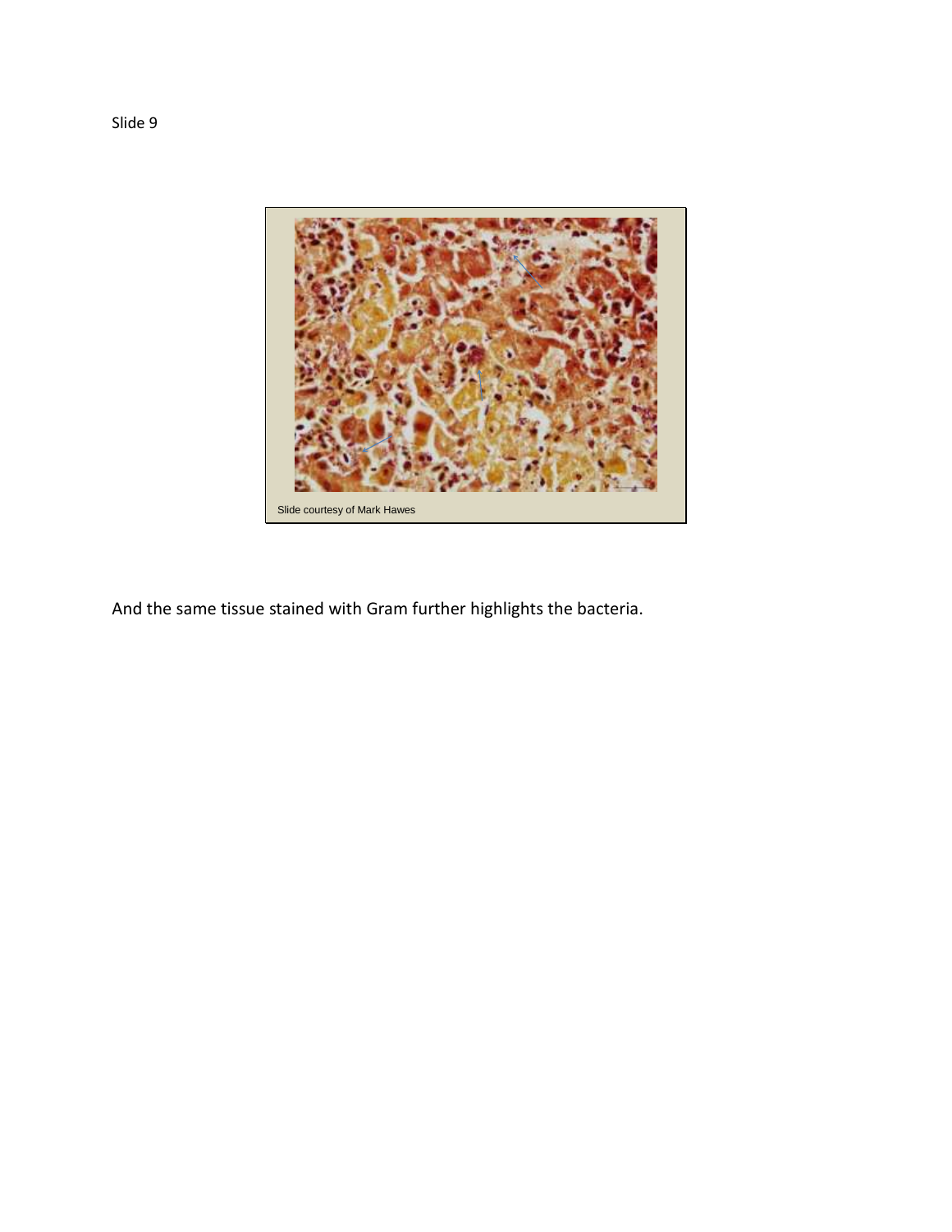Slide 9

Slide courtesy of Mark Hawes

And the same tissue stained with Gram further highlights the bacteria.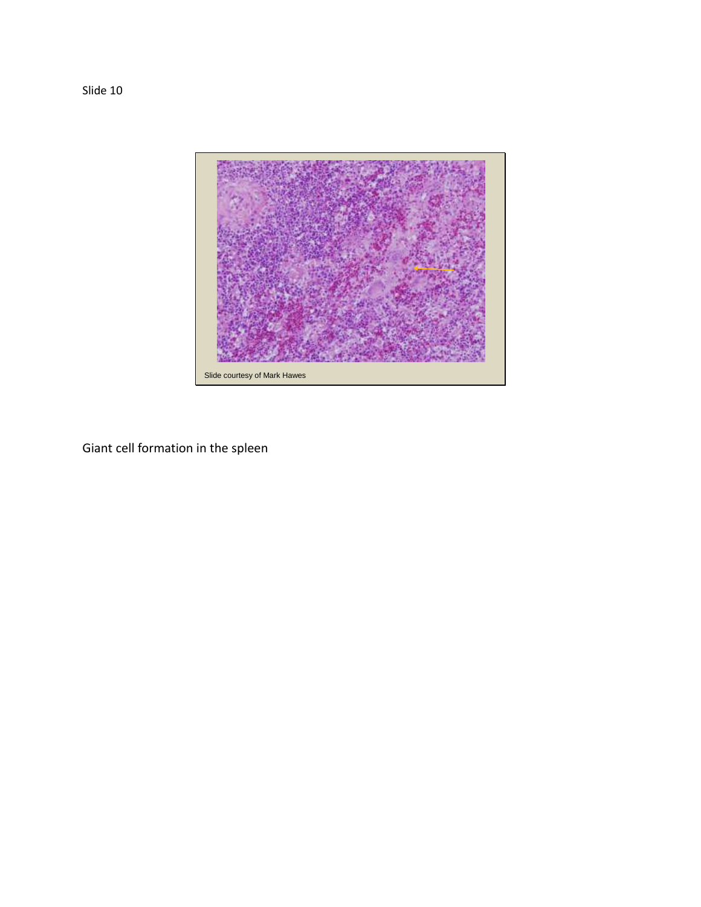Slide 10

Slide courtesy of Mark Hawes

Giant cell formation in the spleen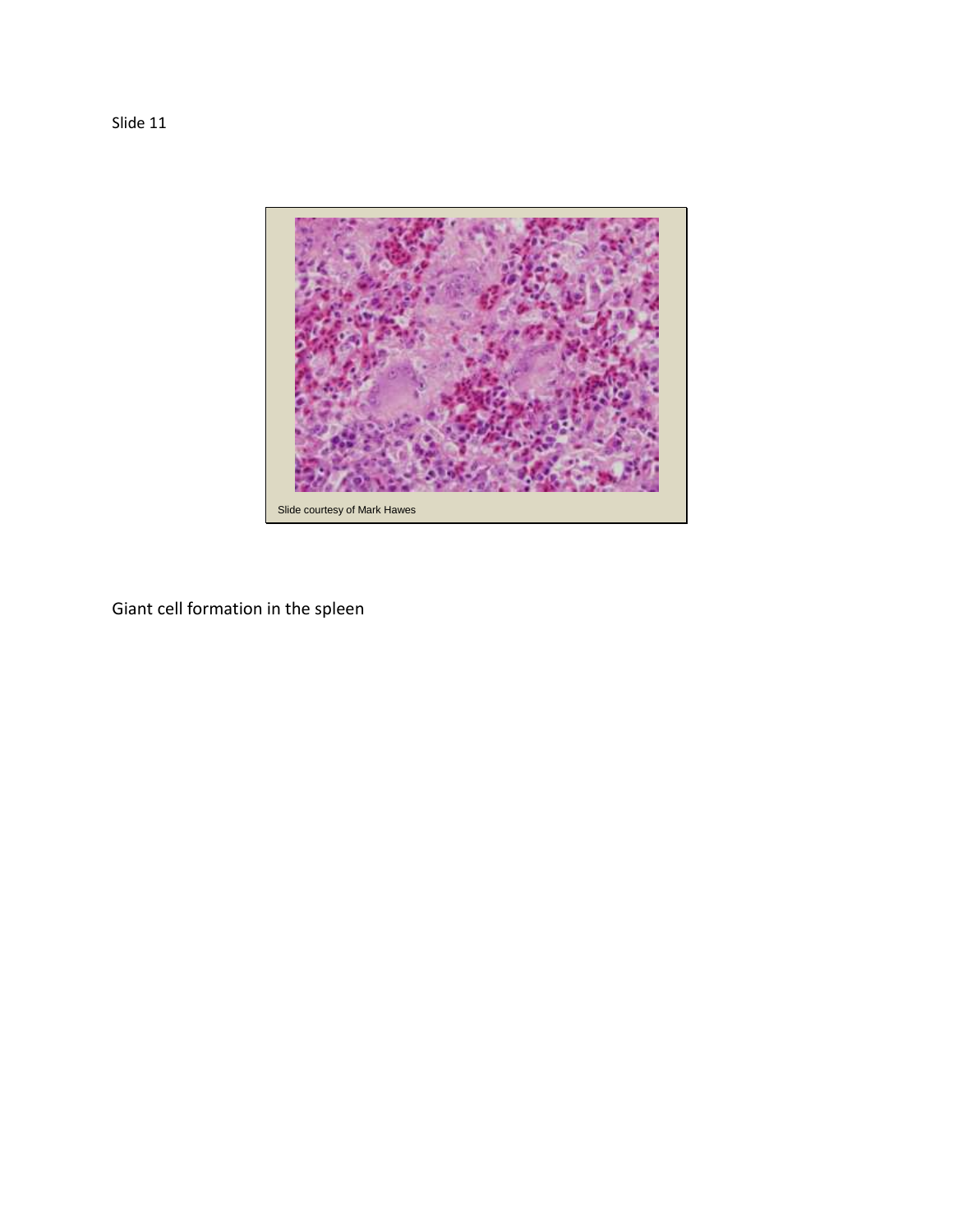Slide 11

Slide courtesy of Mark Hawes

Giant cell formation in the spleen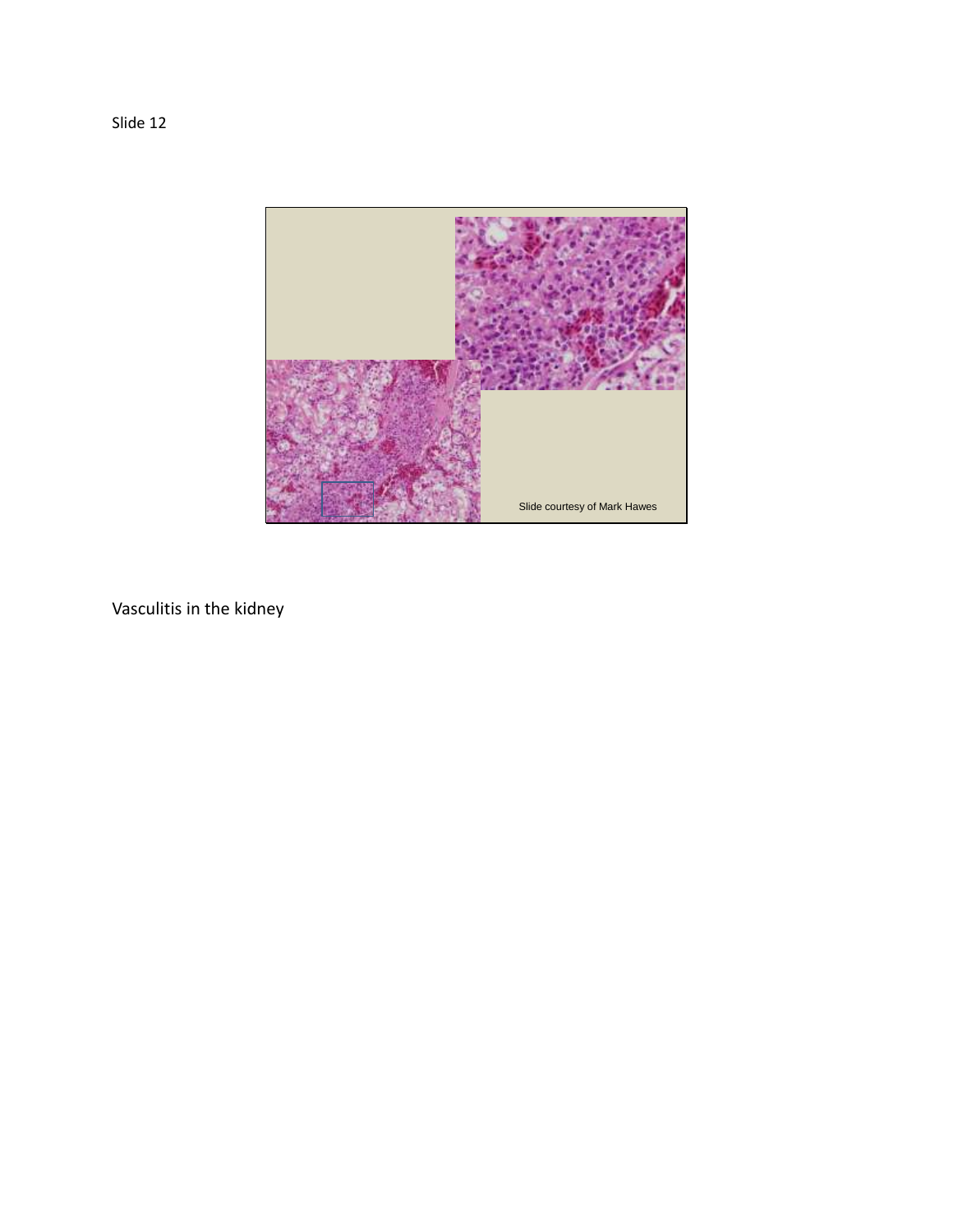Slide 12

Slide courtesy of Mark Hawes

Vasculitis in the kidney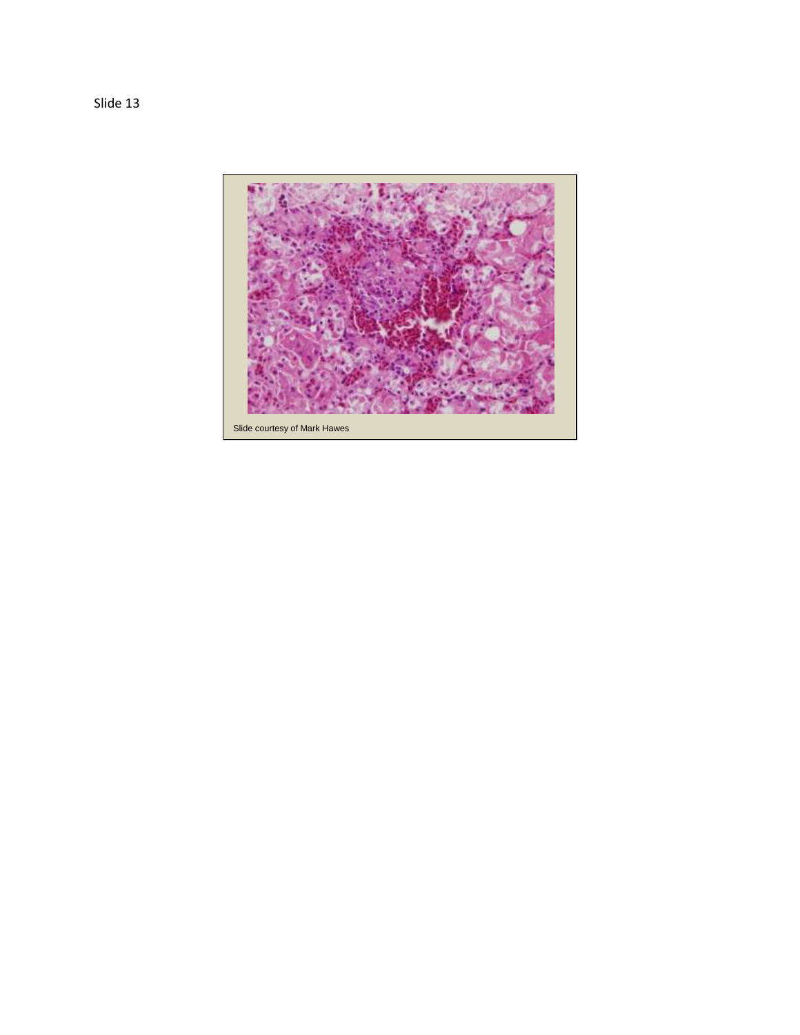Slide 13

Slide courtesy of Mark Hawes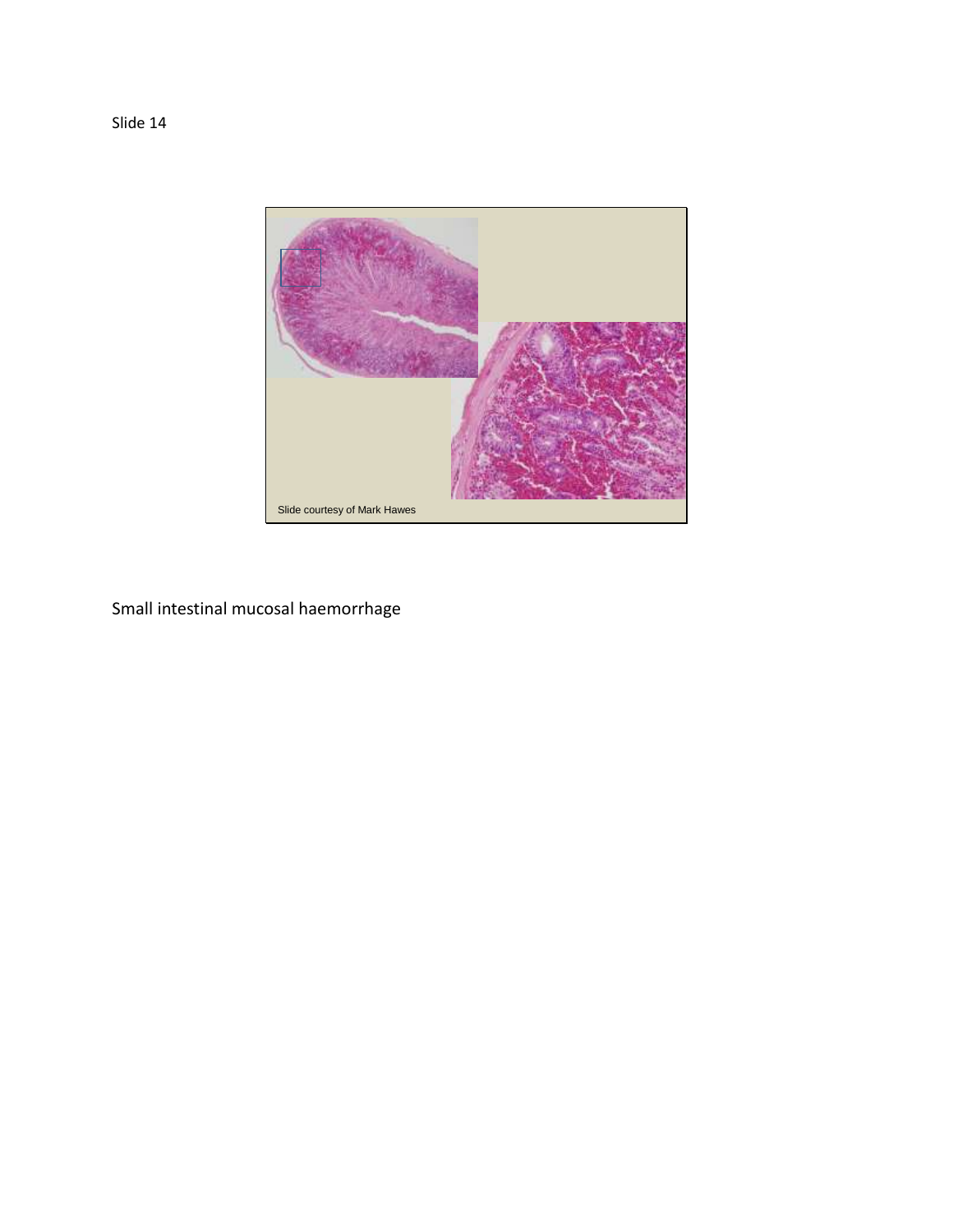Slide 14

Slide courtesy of Mark Hawes

Small intestinal mucosal haemorrhage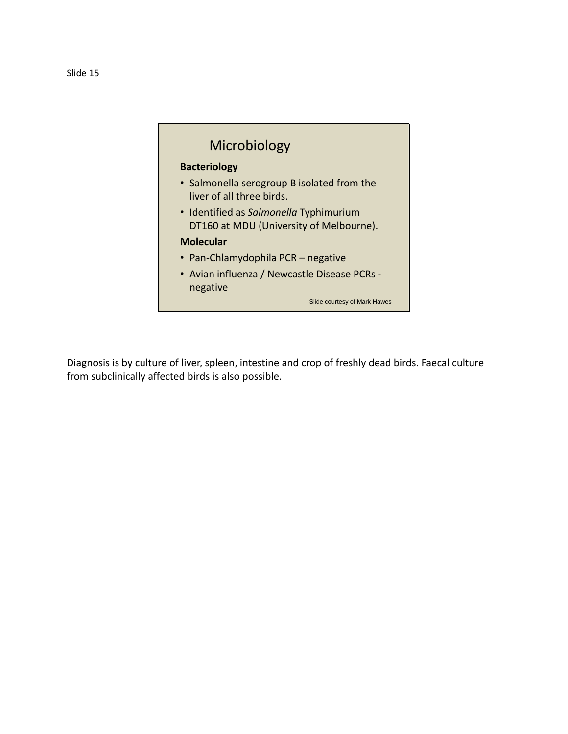Slide 15

## Microbiology

**Bacteriology**

- Salmonella serogroup B isolated from the liver of all three birds.
- Identified as *Salmonella* Typhimurium DT160 at MDU (University of Melbourne).

**Molecular**

- Pan-Chlamydophila PCR – negative
- Avian influenza / Newcastle Disease PCRs - negative

Slide courtesy of Mark Hawes

Diagnosis is by culture of liver, spleen, intestine and crop of freshly dead birds. Faecal culture from subclinically affected birds is also possible.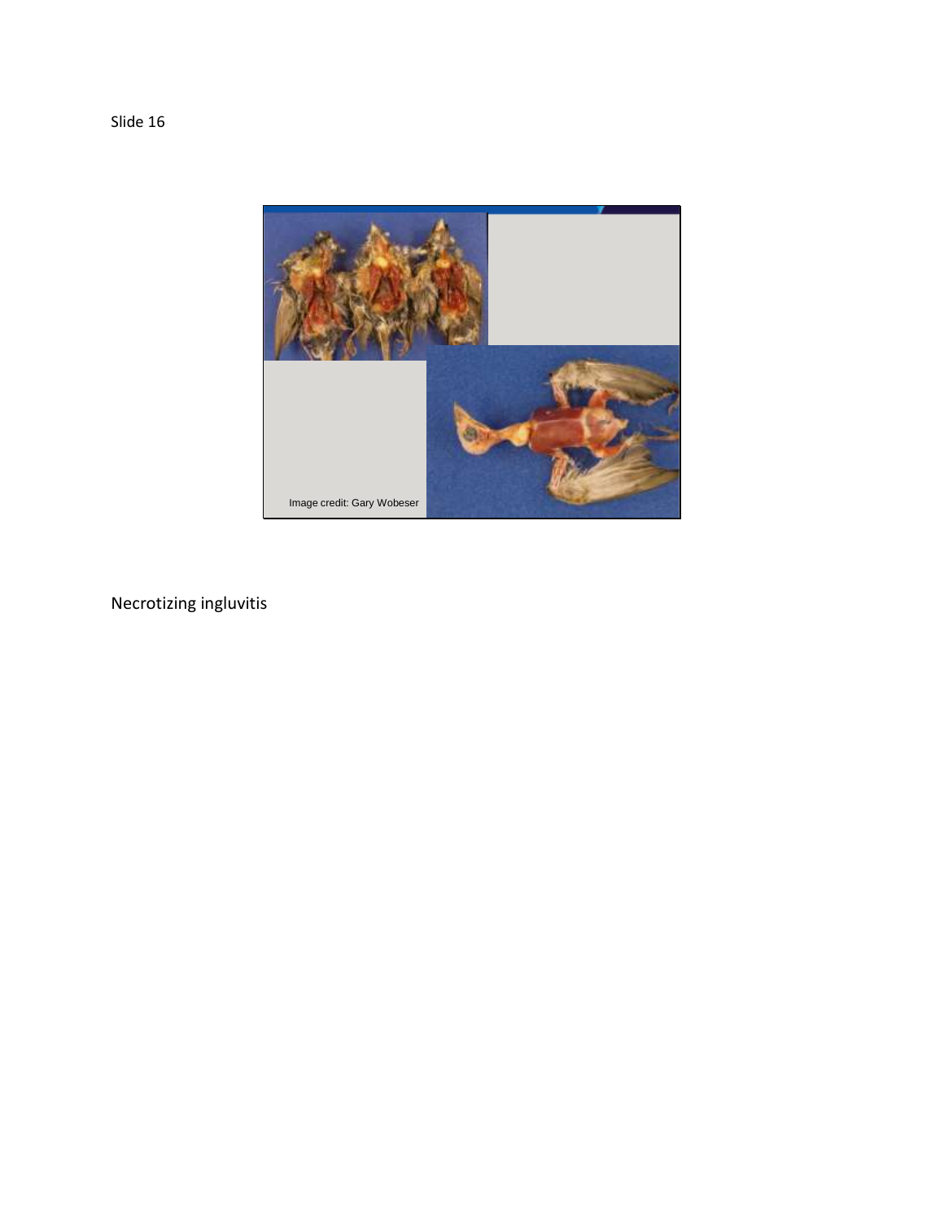Slide 16

Image credit: Gary Wobeser

Necrotizing ingluvitis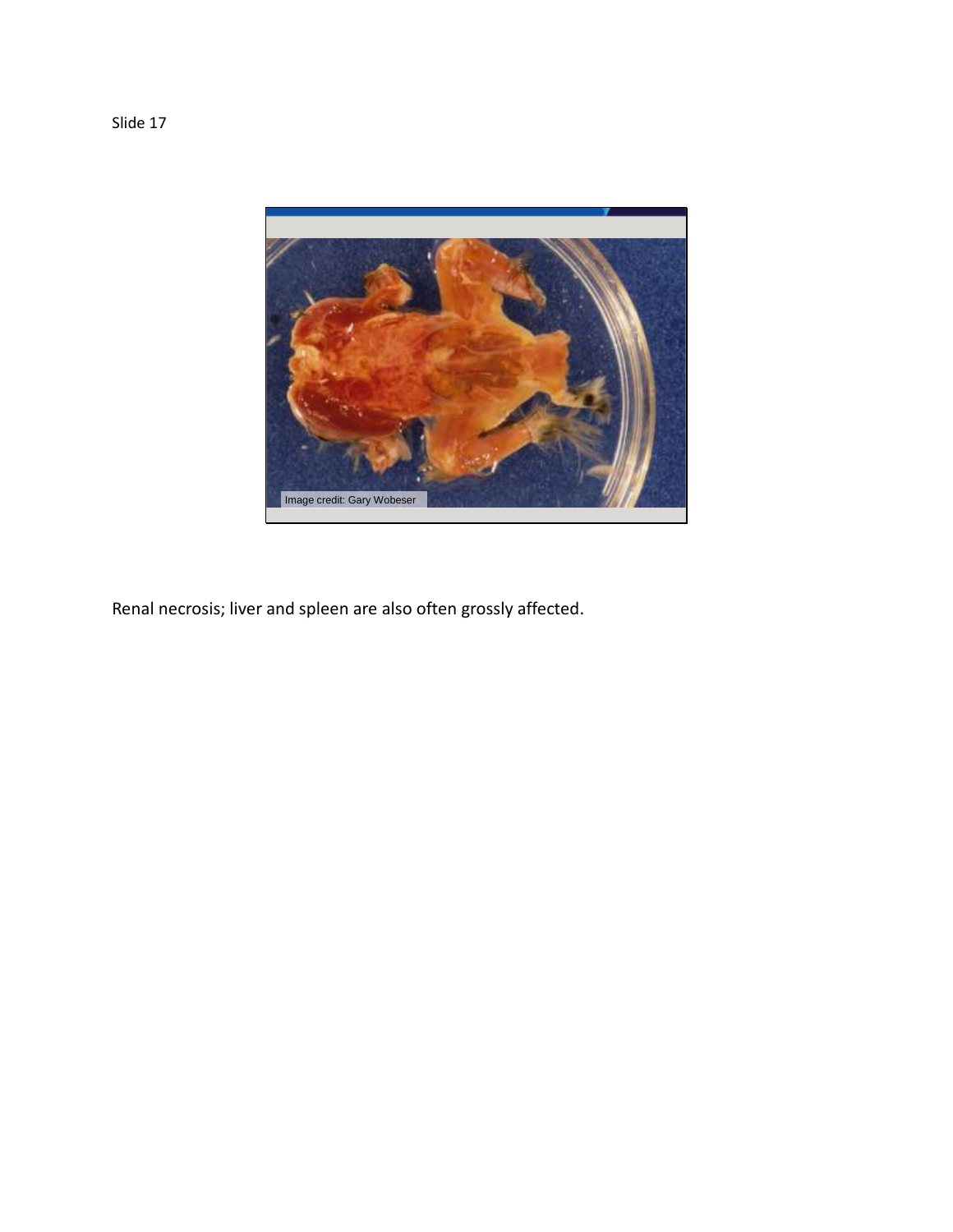Slide 17

Renal necrosis; liver and spleen are also often grossly affected.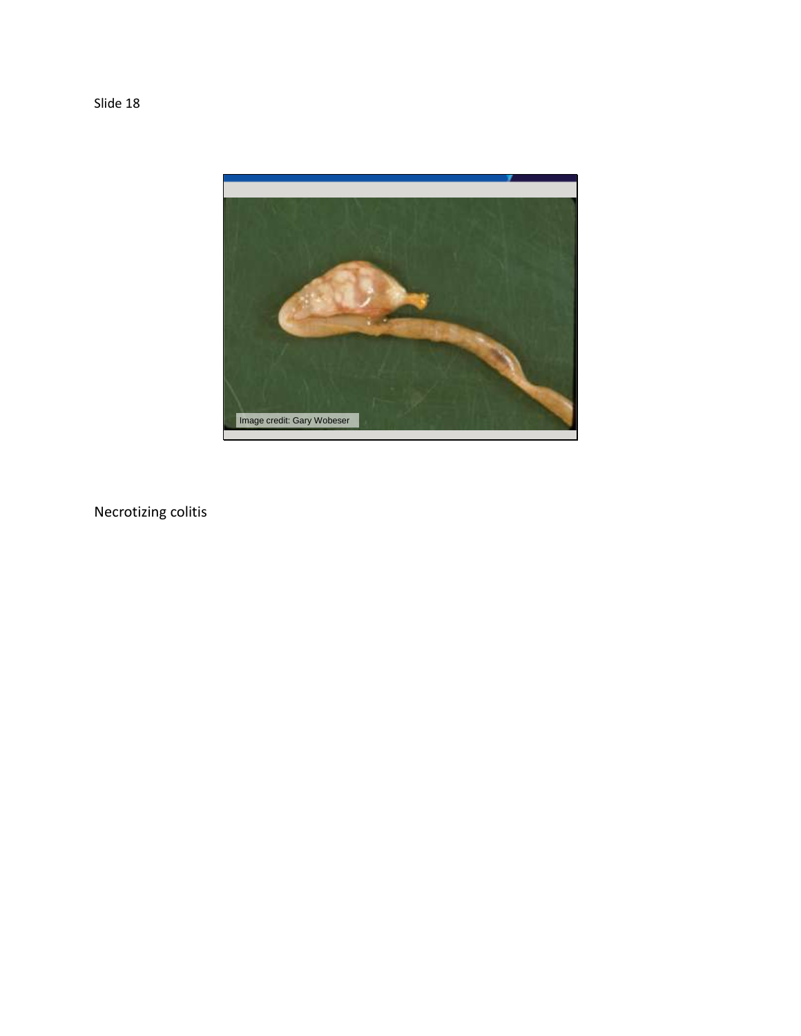Slide 18

Necrotizing colitis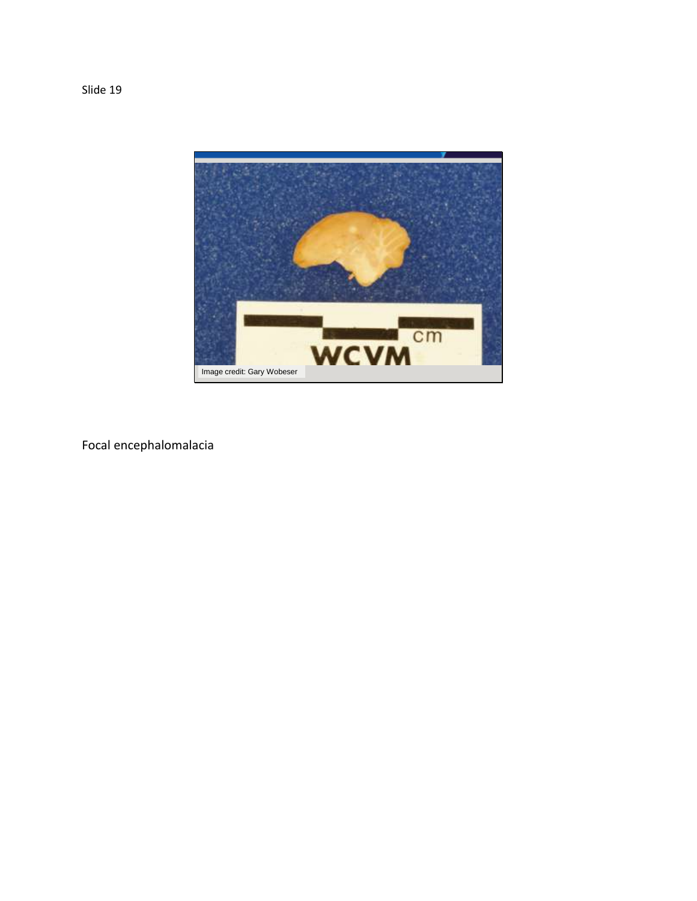Slide 19

Focal encephalomalacia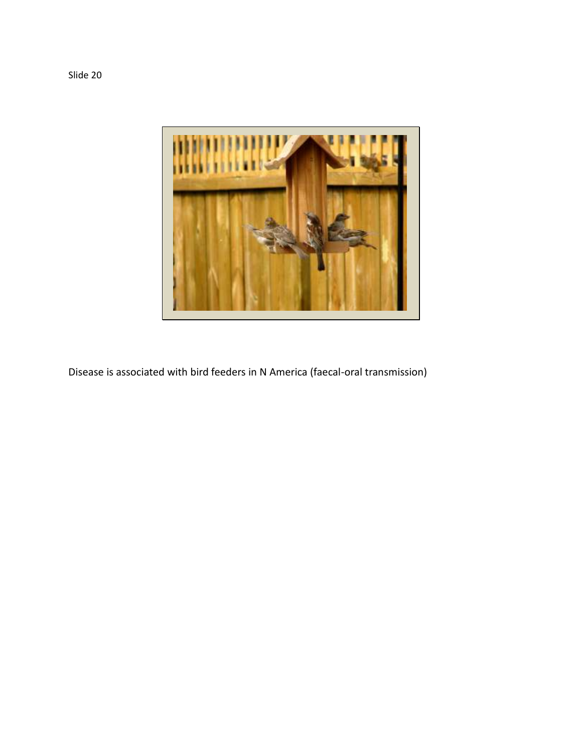Slide 20

Disease is associated with bird feeders in N America (faecal-oral transmission)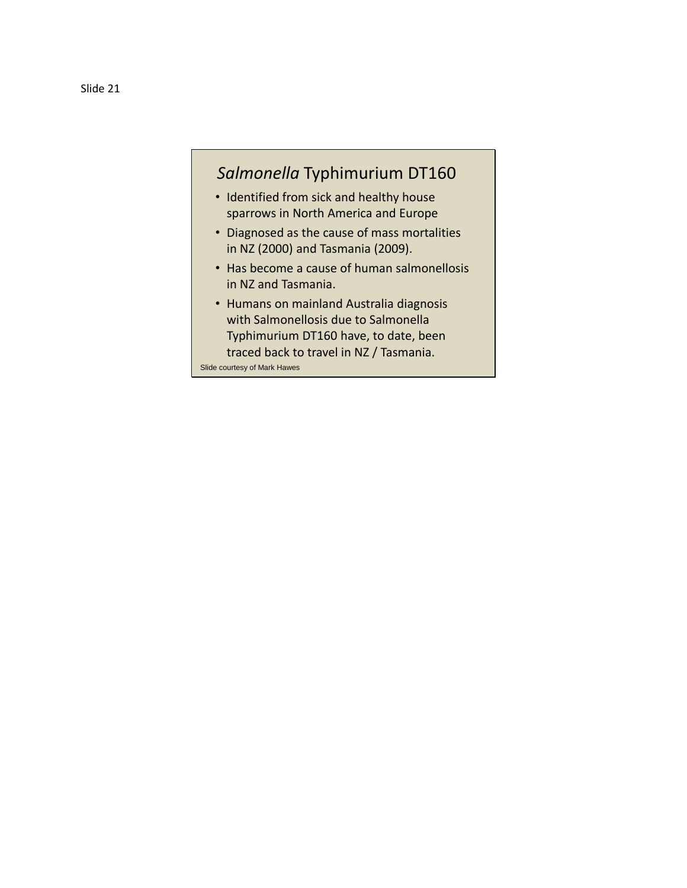Slide 21

## *Salmonella* Typhimurium DT160

- Identified from sick and healthy house sparrows in North America and Europe
- Diagnosed as the cause of mass mortalities in NZ (2000) and Tasmania (2009).
- Has become a cause of human salmonellosis in NZ and Tasmania.
- Humans on mainland Australia diagnosis with Salmonellosis due to Salmonella Typhimurium DT160 have, to date, been traced back to travel in NZ / Tasmania.

Slide courtesy of Mark Hawes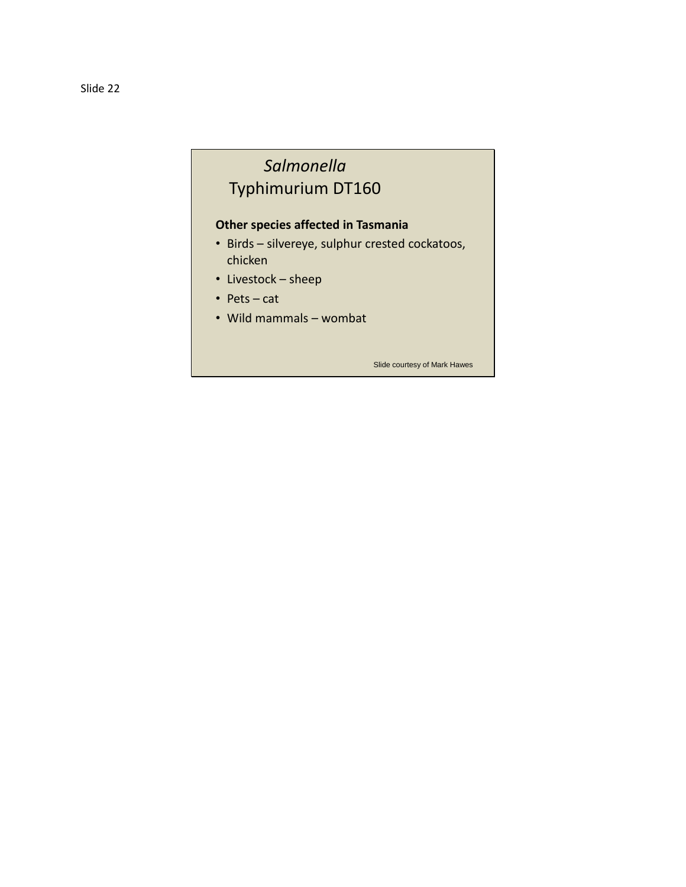Slide 22

# *Salmonella* Typhimurium DT160

**Other species affected in Tasmania**

- Birds – silvereye, sulphur crested cockatoos, chicken
- Livestock – sheep
- Pets – cat
- Wild mammals – wombat

Slide courtesy of Mark Hawes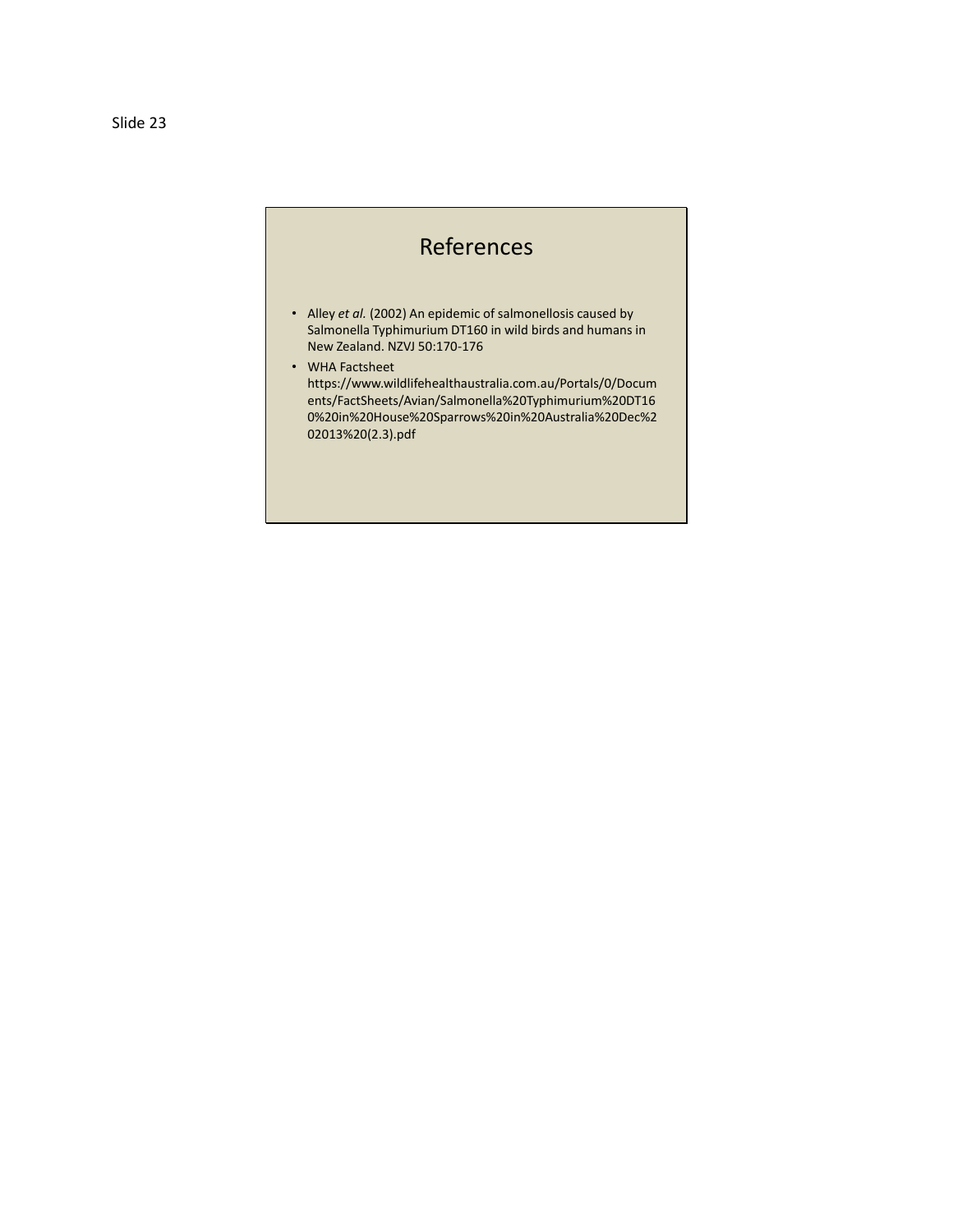Slide 23

# References

- Alley *et al.* (2002) An epidemic of salmonellosis caused by Salmonella Typhimurium DT160 in wild birds and humans in New Zealand. NZVJ 50:170-176
- WHA Factsheet https://www.wildlifehealthaustralia.com.au/Portals/0/Documents/FactSheets/Avian/Salmonella%20Typhimurium%20DT160%20in%20House%20Sparrows%20in%20Australia%20Dec%202013%20(2.3).pdf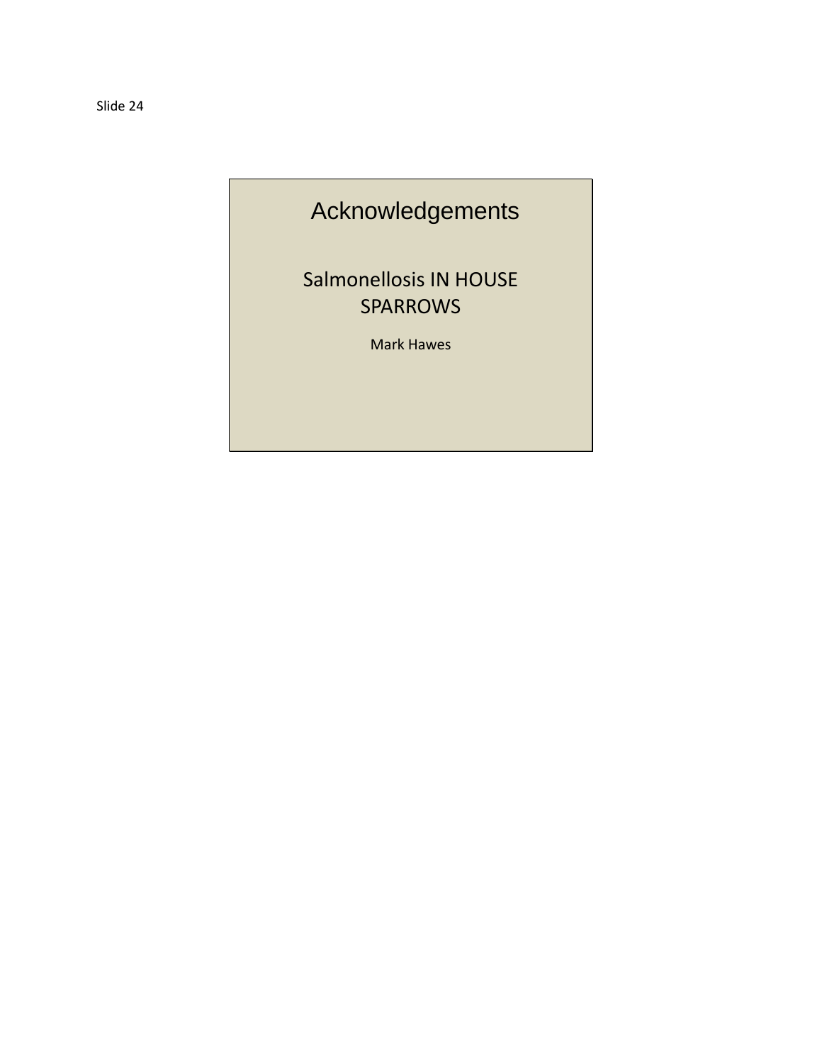Slide 24

# Acknowledgements

Salmonellosis IN HOUSE SPARROWS

Mark Hawes